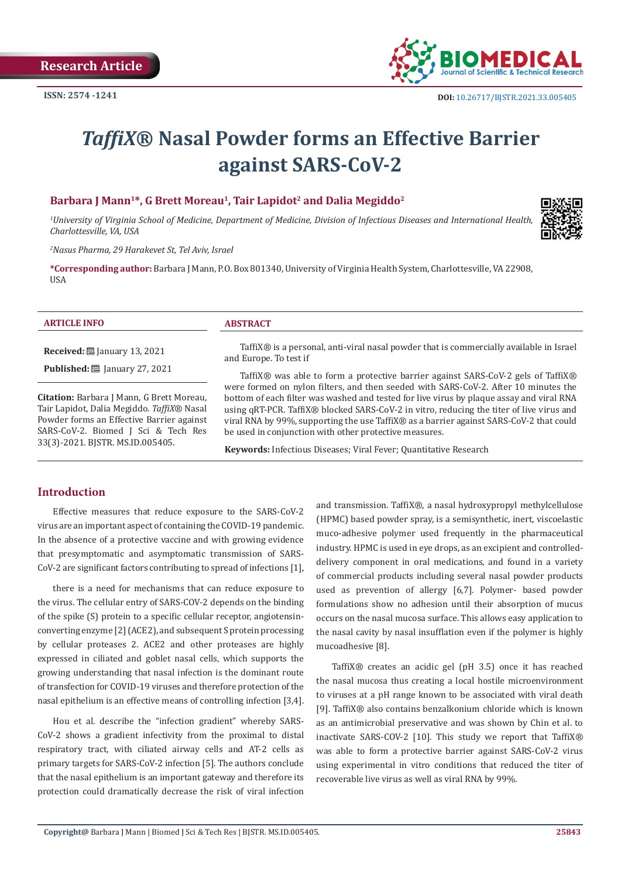Research Article

ISSN: 2574 -1241

DOI: 10.26717/BJSTR.2021.33.005405

# *TaffiX*® Nasal Powder forms an Effective Barrier against SARS-CoV-2

**Barbara J Mann[1]*, G Brett Moreau[1], Tair Lapidot[2] and Dalia Megiddo[2]**

*[1]University of Virginia School of Medicine, Department of Medicine, Division of Infectious Diseases and International Health, Charlottesville, VA, USA*

*[2]Nasus Pharma, 29 Harakevet St, Tel Aviv, Israel*

**\*Corresponding author:** Barbara J Mann, P.O. Box 801340, University of Virginia Health System, Charlottesville, VA 22908, USA

## ARTICLE INFO

**Received:** January 13, 2021

**Published:** January 27, 2021

**Citation:** Barbara J Mann, G Brett Moreau, Tair Lapidot, Dalia Megiddo. *TaffiX*® Nasal Powder forms an Effective Barrier against SARS-CoV-2. Biomed J Sci & Tech Res 33(3)-2021. BJSTR. MS.ID.005405.

## ABSTRACT

TaffiX® is a personal, anti-viral nasal powder that is commercially available in Israel and Europe. To test if

TaffiX® was able to form a protective barrier against SARS-CoV-2 gels of TaffiX® were formed on nylon filters, and then seeded with SARS-CoV-2. After 10 minutes the bottom of each filter was washed and tested for live virus by plaque assay and viral RNA using qRT-PCR. TaffiX® blocked SARS-CoV-2 in vitro, reducing the titer of live virus and viral RNA by 99%, supporting the use TaffiX® as a barrier against SARS-CoV-2 that could be used in conjunction with other protective measures.

**Keywords:** Infectious Diseases; Viral Fever; Quantitative Research

## Introduction

Effective measures that reduce exposure to the SARS-CoV-2 virus are an important aspect of containing the COVID-19 pandemic. In the absence of a protective vaccine and with growing evidence that presymptomatic and asymptomatic transmission of SARS-CoV-2 are significant factors contributing to spread of infections [1],

there is a need for mechanisms that can reduce exposure to the virus. The cellular entry of SARS-COV-2 depends on the binding of the spike (S) protein to a specific cellular receptor, angiotensin-converting enzyme [2] (ACE2), and subsequent S protein processing by cellular proteases 2. ACE2 and other proteases are highly expressed in ciliated and goblet nasal cells, which supports the growing understanding that nasal infection is the dominant route of transfection for COVID-19 viruses and therefore protection of the nasal epithelium is an effective means of controlling infection [3,4].

Hou et al. describe the "infection gradient" whereby SARS-CoV-2 shows a gradient infectivity from the proximal to distal respiratory tract, with ciliated airway cells and AT-2 cells as primary targets for SARS-CoV-2 infection [5]. The authors conclude that the nasal epithelium is an important gateway and therefore its protection could dramatically decrease the risk of viral infection and transmission. TaffiX®, a nasal hydroxypropyl methylcellulose (HPMC) based powder spray, is a semisynthetic, inert, viscoelastic muco-adhesive polymer used frequently in the pharmaceutical industry. HPMC is used in eye drops, as an excipient and controlled-delivery component in oral medications, and found in a variety of commercial products including several nasal powder products used as prevention of allergy [6,7]. Polymer- based powder formulations show no adhesion until their absorption of mucus occurs on the nasal mucosa surface. This allows easy application to the nasal cavity by nasal insufflation even if the polymer is highly mucoadhesive [8].

TaffiX® creates an acidic gel (pH 3.5) once it has reached the nasal mucosa thus creating a local hostile microenvironment to viruses at a pH range known to be associated with viral death [9]. TaffiX® also contains benzalkonium chloride which is known as an antimicrobial preservative and was shown by Chin et al. to inactivate SARS-COV-2 [10]. This study we report that TaffiX® was able to form a protective barrier against SARS-CoV-2 virus using experimental in vitro conditions that reduced the titer of recoverable live virus as well as viral RNA by 99%.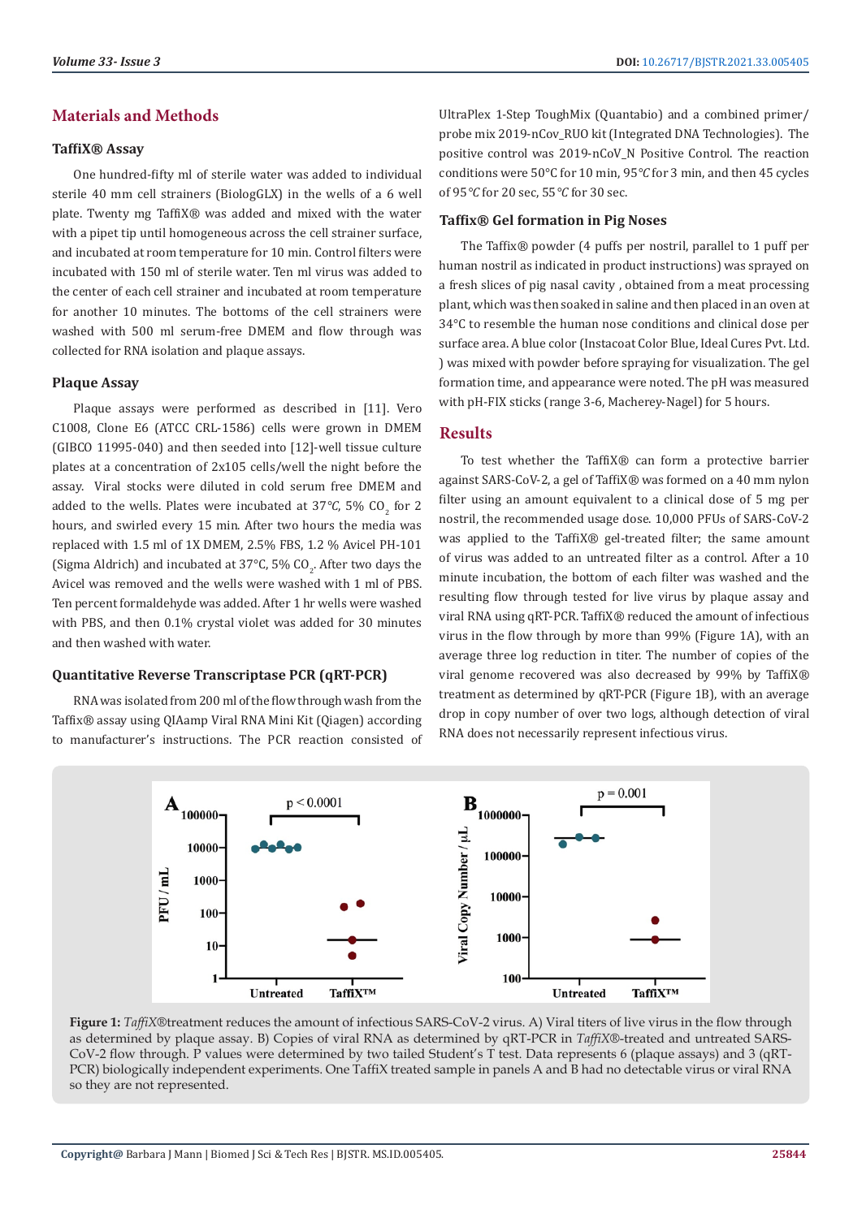## Materials and Methods

### TaffiX® Assay

One hundred-fifty ml of sterile water was added to individual sterile 40 mm cell strainers (BiologGLX) in the wells of a 6 well plate. Twenty mg TaffiX® was added and mixed with the water with a pipet tip until homogeneous across the cell strainer surface, and incubated at room temperature for 10 min. Control filters were incubated with 150 ml of sterile water. Ten ml virus was added to the center of each cell strainer and incubated at room temperature for another 10 minutes. The bottoms of the cell strainers were washed with 500 ml serum-free DMEM and flow through was collected for RNA isolation and plaque assays.

### Plaque Assay

Plaque assays were performed as described in [11]. Vero C1008, Clone E6 (ATCC CRL-1586) cells were grown in DMEM (GIBCO 11995-040) and then seeded into [12]-well tissue culture plates at a concentration of 2x105 cells/well the night before the assay. Viral stocks were diluted in cold serum free DMEM and added to the wells. Plates were incubated at 37°C, 5% $CO_2$ for 2 hours, and swirled every 15 min. After two hours the media was replaced with 1.5 ml of 1X DMEM, 2.5% FBS, 1.2 % Avicel PH-101 (Sigma Aldrich) and incubated at 37°C, 5% $CO_2$. After two days the Avicel was removed and the wells were washed with 1 ml of PBS. Ten percent formaldehyde was added. After 1 hr wells were washed with PBS, and then 0.1% crystal violet was added for 30 minutes and then washed with water.

### Quantitative Reverse Transcriptase PCR (qRT-PCR)

RNA was isolated from 200 ml of the flow through wash from the Taffix® assay using QIAamp Viral RNA Mini Kit (Qiagen) according to manufacturer's instructions. The PCR reaction consisted of UltraPlex 1-Step ToughMix (Quantabio) and a combined primer/probe mix 2019-nCov_RUO kit (Integrated DNA Technologies). The positive control was 2019-nCoV_N Positive Control. The reaction conditions were 50°C for 10 min, 95°C for 3 min, and then 45 cycles of 95°C for 20 sec, 55°C for 30 sec.

### Taffix® Gel formation in Pig Noses

The Taffix® powder (4 puffs per nostril, parallel to 1 puff per human nostril as indicated in product instructions) was sprayed on a fresh slices of pig nasal cavity , obtained from a meat processing plant, which was then soaked in saline and then placed in an oven at 34°C to resemble the human nose conditions and clinical dose per surface area. A blue color (Instacoat Color Blue, Ideal Cures Pvt. Ltd. ) was mixed with powder before spraying for visualization. The gel formation time, and appearance were noted. The pH was measured with pH-FIX sticks (range 3-6, Macherey-Nagel) for 5 hours.

## Results

To test whether the TaffiX® can form a protective barrier against SARS-CoV-2, a gel of TaffiX® was formed on a 40 mm nylon filter using an amount equivalent to a clinical dose of 5 mg per nostril, the recommended usage dose. 10,000 PFUs of SARS-CoV-2 was applied to the TaffiX® gel-treated filter; the same amount of virus was added to an untreated filter as a control. After a 10 minute incubation, the bottom of each filter was washed and the resulting flow through tested for live virus by plaque assay and viral RNA using qRT-PCR. TaffiX® reduced the amount of infectious virus in the flow through by more than 99% (Figure 1A), with an average three log reduction in titer. The number of copies of the viral genome recovered was also decreased by 99% by TaffiX® treatment as determined by qRT-PCR (Figure 1B), with an average drop in copy number of over two logs, although detection of viral RNA does not necessarily represent infectious virus.

**Figure 1:** *TaffiX*®treatment reduces the amount of infectious SARS-CoV-2 virus. A) Viral titers of live virus in the flow through as determined by plaque assay. B) Copies of viral RNA as determined by qRT-PCR in *TaffiX*®-treated and untreated SARS-CoV-2 flow through. P values were determined by two tailed Student's T test. Data represents 6 (plaque assays) and 3 (qRT-PCR) biologically independent experiments. One TaffiX treated sample in panels A and B had no detectable virus or viral RNA so they are not represented.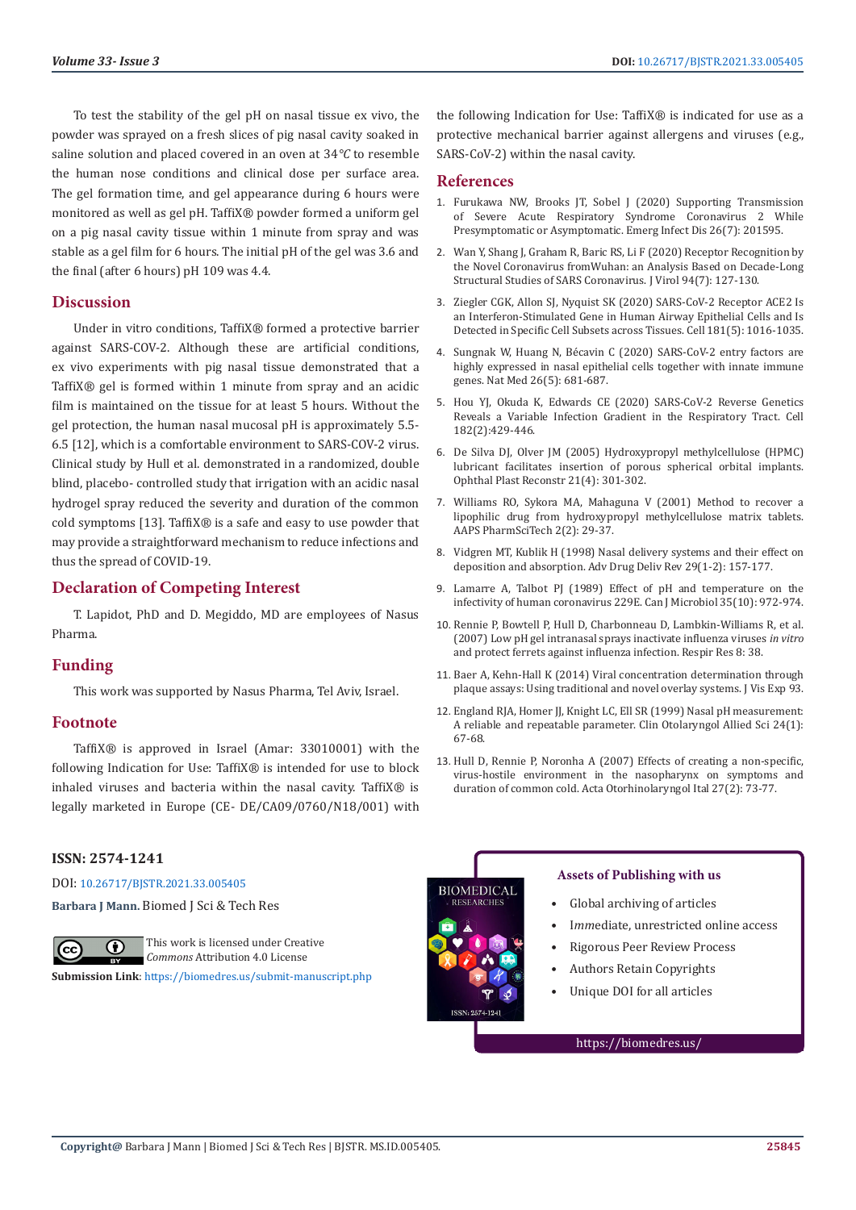To test the stability of the gel pH on nasal tissue ex vivo, the powder was sprayed on a fresh slices of pig nasal cavity soaked in saline solution and placed covered in an oven at 34°C to resemble the human nose conditions and clinical dose per surface area. The gel formation time, and gel appearance during 6 hours were monitored as well as gel pH. TaffiX® powder formed a uniform gel on a pig nasal cavity tissue within 1 minute from spray and was stable as a gel film for 6 hours. The initial pH of the gel was 3.6 and the final (after 6 hours) pH 109 was 4.4.

## Discussion

Under in vitro conditions, TaffiX® formed a protective barrier against SARS-COV-2. Although these are artificial conditions, ex vivo experiments with pig nasal tissue demonstrated that a TaffiX® gel is formed within 1 minute from spray and an acidic film is maintained on the tissue for at least 5 hours. Without the gel protection, the human nasal mucosal pH is approximately 5.5-6.5 [12], which is a comfortable environment to SARS-COV-2 virus. Clinical study by Hull et al. demonstrated in a randomized, double blind, placebo- controlled study that irrigation with an acidic nasal hydrogel spray reduced the severity and duration of the common cold symptoms [13]. TaffiX® is a safe and easy to use powder that may provide a straightforward mechanism to reduce infections and thus the spread of COVID-19.

## Declaration of Competing Interest

T. Lapidot, PhD and D. Megiddo, MD are employees of Nasus Pharma.

## Funding

This work was supported by Nasus Pharma, Tel Aviv, Israel.

## Footnote

TaffiX® is approved in Israel (Amar: 33010001) with the following Indication for Use: TaffiX® is intended for use to block inhaled viruses and bacteria within the nasal cavity. TaffiX® is legally marketed in Europe (CE- DE/CA09/0760/N18/001) with the following Indication for Use: TaffiX® is indicated for use as a protective mechanical barrier against allergens and viruses (e.g., SARS-CoV-2) within the nasal cavity.

## References

1. Furukawa NW, Brooks JT, Sobel J (2020) Supporting Transmission of Severe Acute Respiratory Syndrome Coronavirus 2 While Presymptomatic or Asymptomatic. Emerg Infect Dis 26(7): 201595.
2. Wan Y, Shang J, Graham R, Baric RS, Li F (2020) Receptor Recognition by the Novel Coronavirus fromWuhan: an Analysis Based on Decade-Long Structural Studies of SARS Coronavirus. J Virol 94(7): 127-130.
3. Ziegler CGK, Allon SJ, Nyquist SK (2020) SARS-CoV-2 Receptor ACE2 Is an Interferon-Stimulated Gene in Human Airway Epithelial Cells and Is Detected in Specific Cell Subsets across Tissues. Cell 181(5): 1016-1035.
4. Sungnak W, Huang N, Bécavin C (2020) SARS-CoV-2 entry factors are highly expressed in nasal epithelial cells together with innate immune genes. Nat Med 26(5): 681-687.
5. Hou YJ, Okuda K, Edwards CE (2020) SARS-CoV-2 Reverse Genetics Reveals a Variable Infection Gradient in the Respiratory Tract. Cell 182(2):429-446.
6. De Silva DJ, Olver JM (2005) Hydroxypropyl methylcellulose (HPMC) lubricant facilitates insertion of porous spherical orbital implants. Ophthal Plast Reconstr 21(4): 301-302.
7. Williams RO, Sykora MA, Mahaguna V (2001) Method to recover a lipophilic drug from hydroxypropyl methylcellulose matrix tablets. AAPS PharmSciTech 2(2): 29-37.
8. Vidgren MT, Kublik H (1998) Nasal delivery systems and their effect on deposition and absorption. Adv Drug Deliv Rev 29(1-2): 157-177.
9. Lamarre A, Talbot PJ (1989) Effect of pH and temperature on the infectivity of human coronavirus 229E. Can J Microbiol 35(10): 972-974.
10. Rennie P, Bowtell P, Hull D, Charbonneau D, Lambkin-Williams R, et al. (2007) Low pH gel intranasal sprays inactivate influenza viruses *in vitro* and protect ferrets against influenza infection. Respir Res 8: 38.
11. Baer A, Kehn-Hall K (2014) Viral concentration determination through plaque assays: Using traditional and novel overlay systems. J Vis Exp 93.
12. England RJA, Homer JJ, Knight LC, Ell SR (1999) Nasal pH measurement: A reliable and repeatable parameter. Clin Otolaryngol Allied Sci 24(1): 67-68.
13. Hull D, Rennie P, Noronha A (2007) Effects of creating a non-specific, virus-hostile environment in the nasopharynx on symptoms and duration of common cold. Acta Otorhinolaryngol Ital 27(2): 73-77.

**ISSN: 2574-1241**

DOI: 10.26717/BJSTR.2021.33.005405

**Barbara J Mann.** Biomed J Sci & Tech Res

This work is licensed under Creative *Commons* Attribution 4.0 License

**Submission Link**: https://biomedres.us/submit-manuscript.php

**Assets of Publishing with us**

- Global archiving of articles
- Immediate, unrestricted online access
- Rigorous Peer Review Process
- Authors Retain Copyrights
- Unique DOI for all articles

https://biomedres.us/